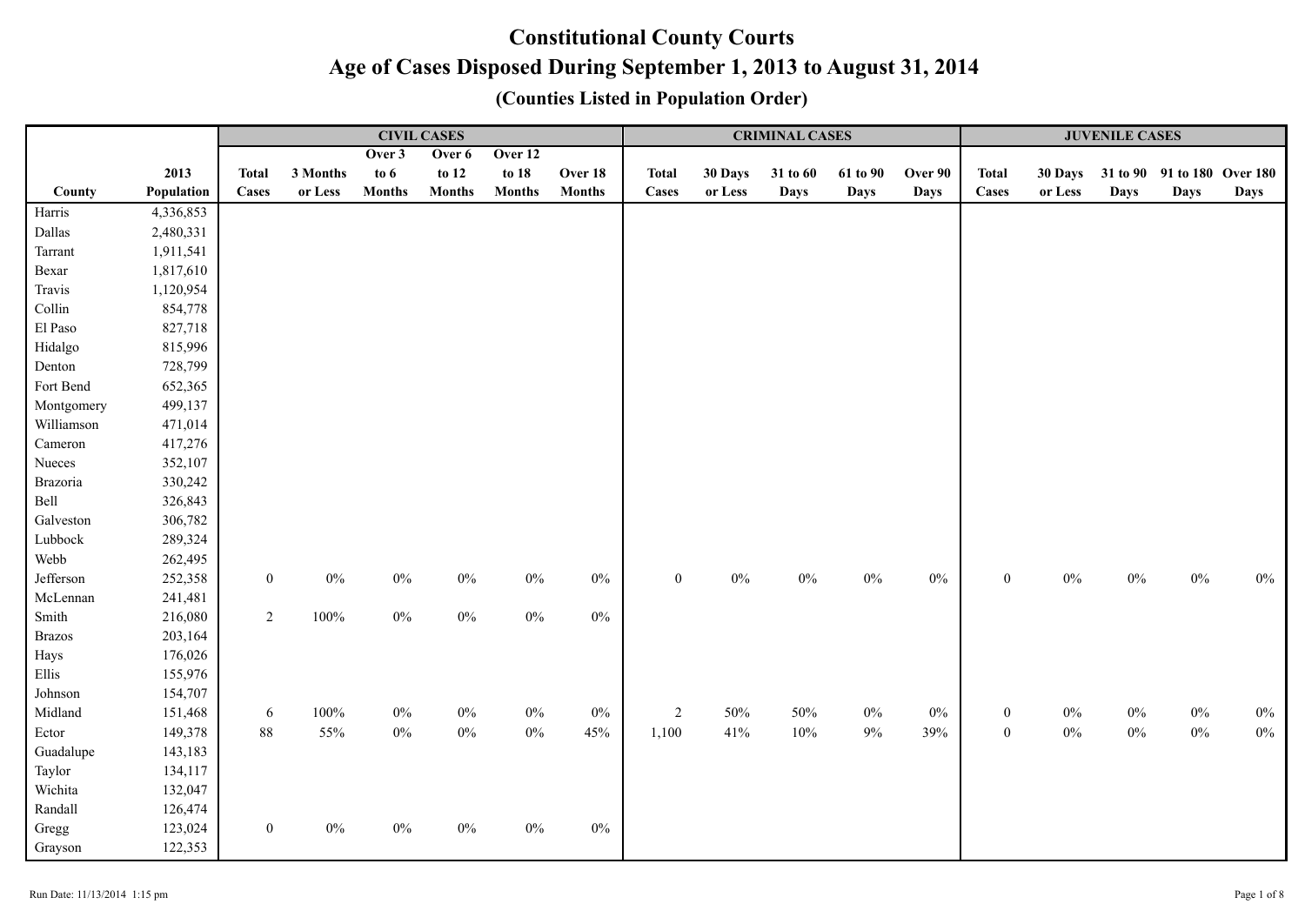# Constitutional County Courts

## Age of Cases Disposed During September 1, 2013 to August 31, 2014

### (Counties Listed in Population Order)

| | | CIVIL CASES | | | | | | CRIMINAL CASES | | | | | JUVENILE CASES | | | | |
|---|---|---|---|---|---|---|---|---|---|---|---|---|---|---|---|---|---|
| County | 2013 Population | Total Cases | 3 Months or Less | Over 3 to 6 Months | Over 6 to 12 Months | Over 12 to 18 Months | Over 18 Months | Total Cases | 30 Days or Less | 31 to 60 Days | 61 to 90 Days | Over 90 Days | Total Cases | 30 Days or Less | 31 to 90 Days | 91 to 180 Days | Over 180 Days |
| Harris | 4,336,853 | | | | | | | | | | | | | | | | |
| Dallas | 2,480,331 | | | | | | | | | | | | | | | | |
| Tarrant | 1,911,541 | | | | | | | | | | | | | | | | |
| Bexar | 1,817,610 | | | | | | | | | | | | | | | | |
| Travis | 1,120,954 | | | | | | | | | | | | | | | | |
| Collin | 854,778 | | | | | | | | | | | | | | | | |
| El Paso | 827,718 | | | | | | | | | | | | | | | | |
| Hidalgo | 815,996 | | | | | | | | | | | | | | | | |
| Denton | 728,799 | | | | | | | | | | | | | | | | |
| Fort Bend | 652,365 | | | | | | | | | | | | | | | | |
| Montgomery | 499,137 | | | | | | | | | | | | | | | | |
| Williamson | 471,014 | | | | | | | | | | | | | | | | |
| Cameron | 417,276 | | | | | | | | | | | | | | | | |
| Nueces | 352,107 | | | | | | | | | | | | | | | | |
| Brazoria | 330,242 | | | | | | | | | | | | | | | | |
| Bell | 326,843 | | | | | | | | | | | | | | | | |
| Galveston | 306,782 | | | | | | | | | | | | | | | | |
| Lubbock | 289,324 | | | | | | | | | | | | | | | | |
| Webb | 262,495 | | | | | | | | | | | | | | | | |
| Jefferson | 252,358 | 0 | 0% | 0% | 0% | 0% | 0% | 0 | 0% | 0% | 0% | 0% | 0 | 0% | 0% | 0% | 0% |
| McLennan | 241,481 | | | | | | | | | | | | | | | | |
| Smith | 216,080 | 2 | 100% | 0% | 0% | 0% | 0% | | | | | | | | | | |
| Brazos | 203,164 | | | | | | | | | | | | | | | | |
| Hays | 176,026 | | | | | | | | | | | | | | | | |
| Ellis | 155,976 | | | | | | | | | | | | | | | | |
| Johnson | 154,707 | | | | | | | | | | | | | | | | |
| Midland | 151,468 | 6 | 100% | 0% | 0% | 0% | 0% | 2 | 50% | 50% | 0% | 0% | 0 | 0% | 0% | 0% | 0% |
| Ector | 149,378 | 88 | 55% | 0% | 0% | 0% | 45% | 1,100 | 41% | 10% | 9% | 39% | 0 | 0% | 0% | 0% | 0% |
| Guadalupe | 143,183 | | | | | | | | | | | | | | | | |
| Taylor | 134,117 | | | | | | | | | | | | | | | | |
| Wichita | 132,047 | | | | | | | | | | | | | | | | |
| Randall | 126,474 | | | | | | | | | | | | | | | | |
| Gregg | 123,024 | 0 | 0% | 0% | 0% | 0% | 0% | | | | | | | | | | |
| Grayson | 122,353 | | | | | | | | | | | | | | | | |

Run Date: 11/13/2014 1:15 pm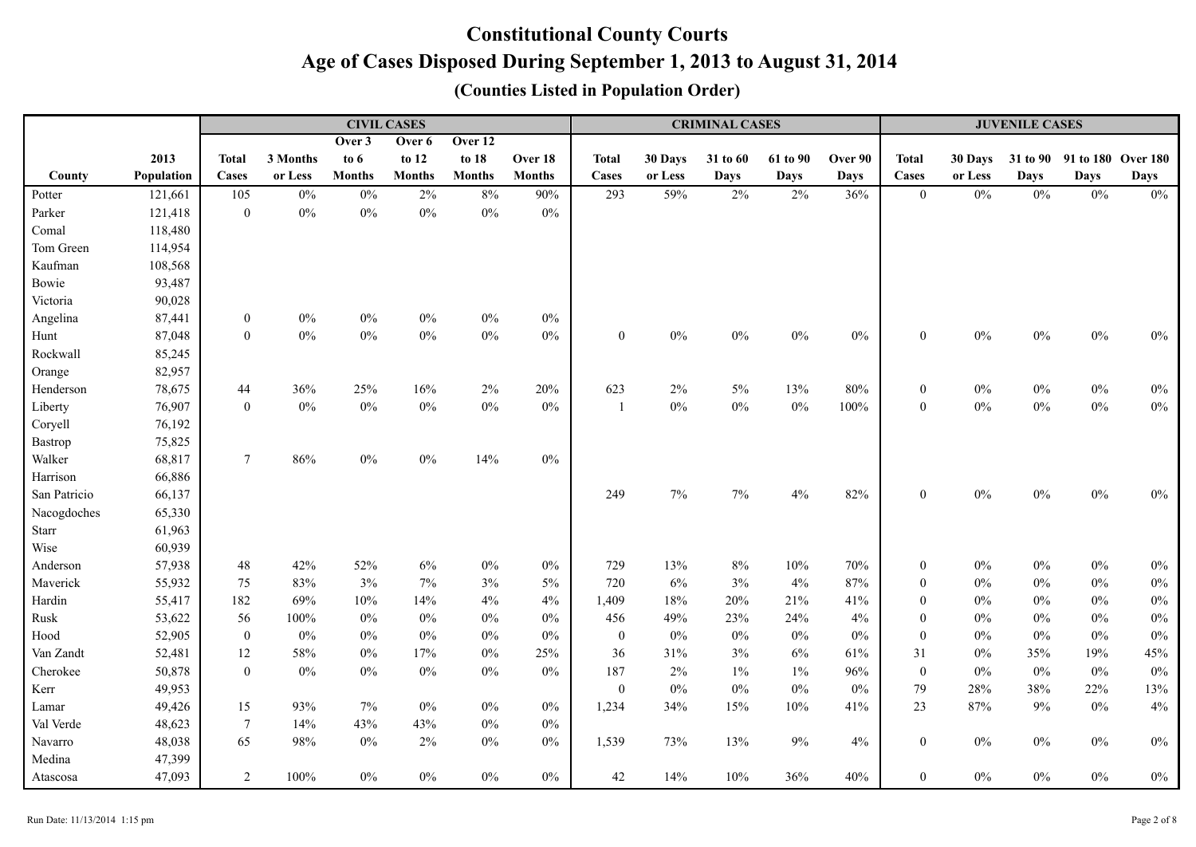# Constitutional County Courts

## Age of Cases Disposed During September 1, 2013 to August 31, 2014

### (Counties Listed in Population Order)

| | | CIVIL CASES | | | | | | CRIMINAL CASES | | | | | JUVENILE CASES | | | | |
|---|---|---|---|---|---|---|---|---|---|---|---|---|---|---|---|---|---|
| County | 2013 Population | Total Cases | 3 Months or Less | Over 3 to 6 Months | Over 6 to 12 Months | Over 12 to 18 Months | Over 18 Months | Total Cases | 30 Days or Less | 31 to 60 Days | 61 to 90 Days | Over 90 Days | Total Cases | 30 Days or Less | 31 to 90 Days | 91 to 180 Days | Over 180 Days |
| Potter | 121,661 | 105 | 0% | 0% | 2% | 8% | 90% | 293 | 59% | 2% | 2% | 36% | 0 | 0% | 0% | 0% | 0% |
| Parker | 121,418 | 0 | 0% | 0% | 0% | 0% | 0% | | | | | | | | | | |
| Comal | 118,480 | | | | | | | | | | | | | | | | |
| Tom Green | 114,954 | | | | | | | | | | | | | | | | |
| Kaufman | 108,568 | | | | | | | | | | | | | | | | |
| Bowie | 93,487 | | | | | | | | | | | | | | | | |
| Victoria | 90,028 | | | | | | | | | | | | | | | | |
| Angelina | 87,441 | 0 | 0% | 0% | 0% | 0% | 0% | | | | | | | | | | |
| Hunt | 87,048 | 0 | 0% | 0% | 0% | 0% | 0% | 0 | 0% | 0% | 0% | 0% | 0 | 0% | 0% | 0% | 0% |
| Rockwall | 85,245 | | | | | | | | | | | | | | | | |
| Orange | 82,957 | | | | | | | | | | | | | | | | |
| Henderson | 78,675 | 44 | 36% | 25% | 16% | 2% | 20% | 623 | 2% | 5% | 13% | 80% | 0 | 0% | 0% | 0% | 0% |
| Liberty | 76,907 | 0 | 0% | 0% | 0% | 0% | 0% | 1 | 0% | 0% | 0% | 100% | 0 | 0% | 0% | 0% | 0% |
| Coryell | 76,192 | | | | | | | | | | | | | | | | |
| Bastrop | 75,825 | | | | | | | | | | | | | | | | |
| Walker | 68,817 | 7 | 86% | 0% | 0% | 14% | 0% | | | | | | | | | | |
| Harrison | 66,886 | | | | | | | | | | | | | | | | |
| San Patricio | 66,137 | | | | | | | 249 | 7% | 7% | 4% | 82% | 0 | 0% | 0% | 0% | 0% |
| Nacogdoches | 65,330 | | | | | | | | | | | | | | | | |
| Starr | 61,963 | | | | | | | | | | | | | | | | |
| Wise | 60,939 | | | | | | | | | | | | | | | | |
| Anderson | 57,938 | 48 | 42% | 52% | 6% | 0% | 0% | 729 | 13% | 8% | 10% | 70% | 0 | 0% | 0% | 0% | 0% |
| Maverick | 55,932 | 75 | 83% | 3% | 7% | 3% | 5% | 720 | 6% | 3% | 4% | 87% | 0 | 0% | 0% | 0% | 0% |
| Hardin | 55,417 | 182 | 69% | 10% | 14% | 4% | 4% | 1,409 | 18% | 20% | 21% | 41% | 0 | 0% | 0% | 0% | 0% |
| Rusk | 53,622 | 56 | 100% | 0% | 0% | 0% | 0% | 456 | 49% | 23% | 24% | 4% | 0 | 0% | 0% | 0% | 0% |
| Hood | 52,905 | 0 | 0% | 0% | 0% | 0% | 0% | 0 | 0% | 0% | 0% | 0% | 0 | 0% | 0% | 0% | 0% |
| Van Zandt | 52,481 | 12 | 58% | 0% | 17% | 0% | 25% | 36 | 31% | 3% | 6% | 61% | 31 | 0% | 35% | 19% | 45% |
| Cherokee | 50,878 | 0 | 0% | 0% | 0% | 0% | 0% | 187 | 2% | 1% | 1% | 96% | 0 | 0% | 0% | 0% | 0% |
| Kerr | 49,953 | | | | | | | 0 | 0% | 0% | 0% | 0% | 79 | 28% | 38% | 22% | 13% |
| Lamar | 49,426 | 15 | 93% | 7% | 0% | 0% | 0% | 1,234 | 34% | 15% | 10% | 41% | 23 | 87% | 9% | 0% | 4% |
| Val Verde | 48,623 | 7 | 14% | 43% | 43% | 0% | 0% | | | | | | | | | | |
| Navarro | 48,038 | 65 | 98% | 0% | 2% | 0% | 0% | 1,539 | 73% | 13% | 9% | 4% | 0 | 0% | 0% | 0% | 0% |
| Medina | 47,399 | | | | | | | | | | | | | | | | |
| Atascosa | 47,093 | 2 | 100% | 0% | 0% | 0% | 0% | 42 | 14% | 10% | 36% | 40% | 0 | 0% | 0% | 0% | 0% |

Run Date: 11/13/2014 1:15 pm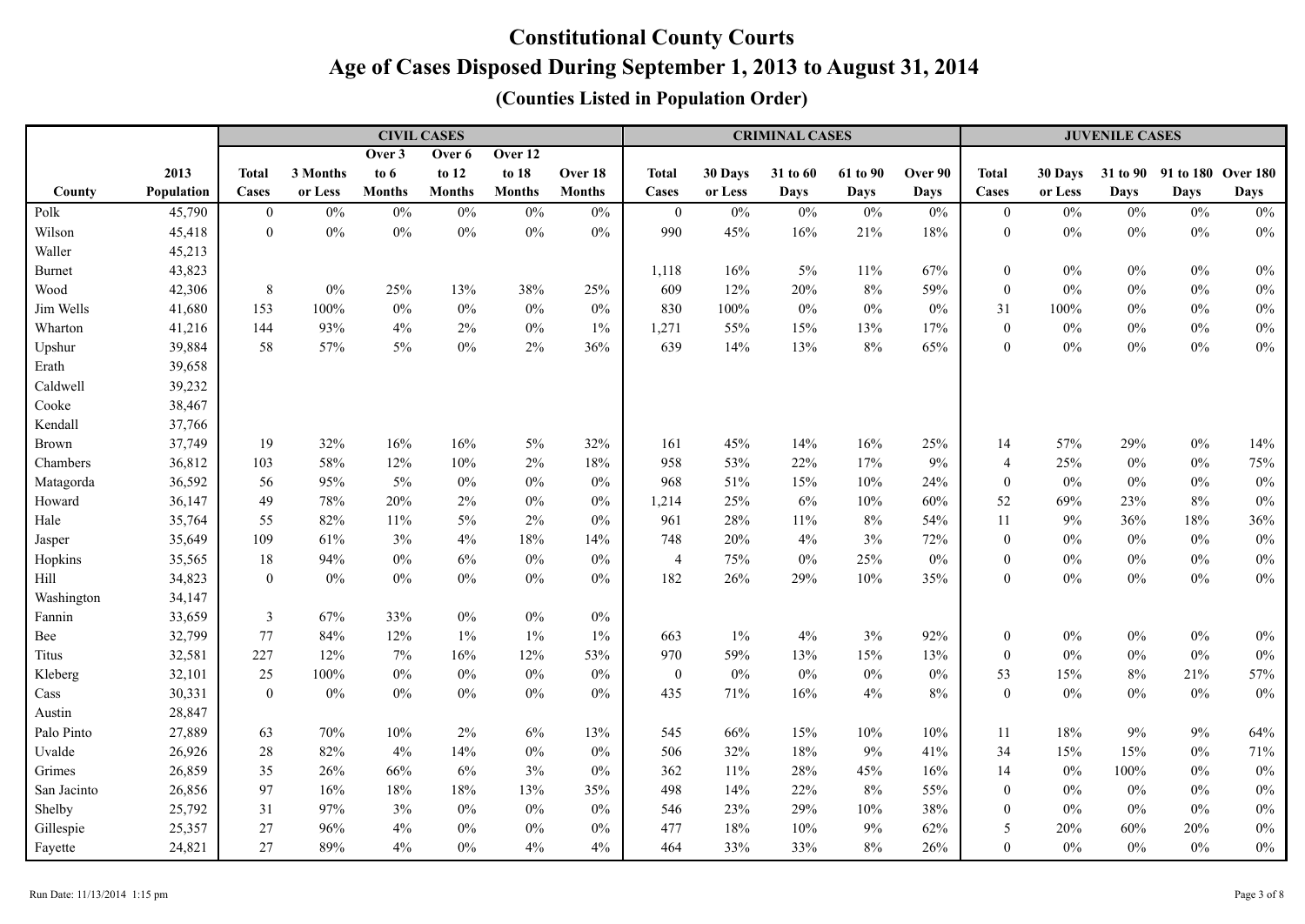# Constitutional County Courts

## Age of Cases Disposed During September 1, 2013 to August 31, 2014

### (Counties Listed in Population Order)

| | | CIVIL CASES | | | | | | CRIMINAL CASES | | | | | JUVENILE CASES | | | | |
|---|---|---|---|---|---|---|---|---|---|---|---|---|---|---|---|---|---|
| County | 2013 Population | Total Cases | 3 Months or Less | Over 3 to 6 Months | Over 6 to 12 Months | Over 12 to 18 Months | Over 18 Months | Total Cases | 30 Days or Less | 31 to 60 Days | 61 to 90 Days | Over 90 Days | Total Cases | 30 Days or Less | 31 to 90 Days | 91 to 180 Days | Over 180 Days |
| Polk | 45,790 | 0 | 0% | 0% | 0% | 0% | 0% | 0 | 0% | 0% | 0% | 0% | 0 | 0% | 0% | 0% | 0% |
| Wilson | 45,418 | 0 | 0% | 0% | 0% | 0% | 0% | 990 | 45% | 16% | 21% | 18% | 0 | 0% | 0% | 0% | 0% |
| Waller | 45,213 | | | | | | | | | | | | | | | | |
| Burnet | 43,823 | | | | | | | 1,118 | 16% | 5% | 11% | 67% | 0 | 0% | 0% | 0% | 0% |
| Wood | 42,306 | 8 | 0% | 25% | 13% | 38% | 25% | 609 | 12% | 20% | 8% | 59% | 0 | 0% | 0% | 0% | 0% |
| Jim Wells | 41,680 | 153 | 100% | 0% | 0% | 0% | 0% | 830 | 100% | 0% | 0% | 0% | 31 | 100% | 0% | 0% | 0% |
| Wharton | 41,216 | 144 | 93% | 4% | 2% | 0% | 1% | 1,271 | 55% | 15% | 13% | 17% | 0 | 0% | 0% | 0% | 0% |
| Upshur | 39,884 | 58 | 57% | 5% | 0% | 2% | 36% | 639 | 14% | 13% | 8% | 65% | 0 | 0% | 0% | 0% | 0% |
| Erath | 39,658 | | | | | | | | | | | | | | | | |
| Caldwell | 39,232 | | | | | | | | | | | | | | | | |
| Cooke | 38,467 | | | | | | | | | | | | | | | | |
| Kendall | 37,766 | | | | | | | | | | | | | | | | |
| Brown | 37,749 | 19 | 32% | 16% | 16% | 5% | 32% | 161 | 45% | 14% | 16% | 25% | 14 | 57% | 29% | 0% | 14% |
| Chambers | 36,812 | 103 | 58% | 12% | 10% | 2% | 18% | 958 | 53% | 22% | 17% | 9% | 4 | 25% | 0% | 0% | 75% |
| Matagorda | 36,592 | 56 | 95% | 5% | 0% | 0% | 0% | 968 | 51% | 15% | 10% | 24% | 0 | 0% | 0% | 0% | 0% |
| Howard | 36,147 | 49 | 78% | 20% | 2% | 0% | 0% | 1,214 | 25% | 6% | 10% | 60% | 52 | 69% | 23% | 8% | 0% |
| Hale | 35,764 | 55 | 82% | 11% | 5% | 2% | 0% | 961 | 28% | 11% | 8% | 54% | 11 | 9% | 36% | 18% | 36% |
| Jasper | 35,649 | 109 | 61% | 3% | 4% | 18% | 14% | 748 | 20% | 4% | 3% | 72% | 0 | 0% | 0% | 0% | 0% |
| Hopkins | 35,565 | 18 | 94% | 0% | 6% | 0% | 0% | 4 | 75% | 0% | 25% | 0% | 0 | 0% | 0% | 0% | 0% |
| Hill | 34,823 | 0 | 0% | 0% | 0% | 0% | 0% | 182 | 26% | 29% | 10% | 35% | 0 | 0% | 0% | 0% | 0% |
| Washington | 34,147 | | | | | | | | | | | | | | | | |
| Fannin | 33,659 | 3 | 67% | 33% | 0% | 0% | 0% | | | | | | | | | | |
| Bee | 32,799 | 77 | 84% | 12% | 1% | 1% | 1% | 663 | 1% | 4% | 3% | 92% | 0 | 0% | 0% | 0% | 0% |
| Titus | 32,581 | 227 | 12% | 7% | 16% | 12% | 53% | 970 | 59% | 13% | 15% | 13% | 0 | 0% | 0% | 0% | 0% |
| Kleberg | 32,101 | 25 | 100% | 0% | 0% | 0% | 0% | 0 | 0% | 0% | 0% | 0% | 53 | 15% | 8% | 21% | 57% |
| Cass | 30,331 | 0 | 0% | 0% | 0% | 0% | 0% | 435 | 71% | 16% | 4% | 8% | 0 | 0% | 0% | 0% | 0% |
| Austin | 28,847 | | | | | | | | | | | | | | | | |
| Palo Pinto | 27,889 | 63 | 70% | 10% | 2% | 6% | 13% | 545 | 66% | 15% | 10% | 10% | 11 | 18% | 9% | 9% | 64% |
| Uvalde | 26,926 | 28 | 82% | 4% | 14% | 0% | 0% | 506 | 32% | 18% | 9% | 41% | 34 | 15% | 15% | 0% | 71% |
| Grimes | 26,859 | 35 | 26% | 66% | 6% | 3% | 0% | 362 | 11% | 28% | 45% | 16% | 14 | 0% | 100% | 0% | 0% |
| San Jacinto | 26,856 | 97 | 16% | 18% | 18% | 13% | 35% | 498 | 14% | 22% | 8% | 55% | 0 | 0% | 0% | 0% | 0% |
| Shelby | 25,792 | 31 | 97% | 3% | 0% | 0% | 0% | 546 | 23% | 29% | 10% | 38% | 0 | 0% | 0% | 0% | 0% |
| Gillespie | 25,357 | 27 | 96% | 4% | 0% | 0% | 0% | 477 | 18% | 10% | 9% | 62% | 5 | 20% | 60% | 20% | 0% |
| Fayette | 24,821 | 27 | 89% | 4% | 0% | 4% | 4% | 464 | 33% | 33% | 8% | 26% | 0 | 0% | 0% | 0% | 0% |

Run Date: 11/13/2014 1:15 pm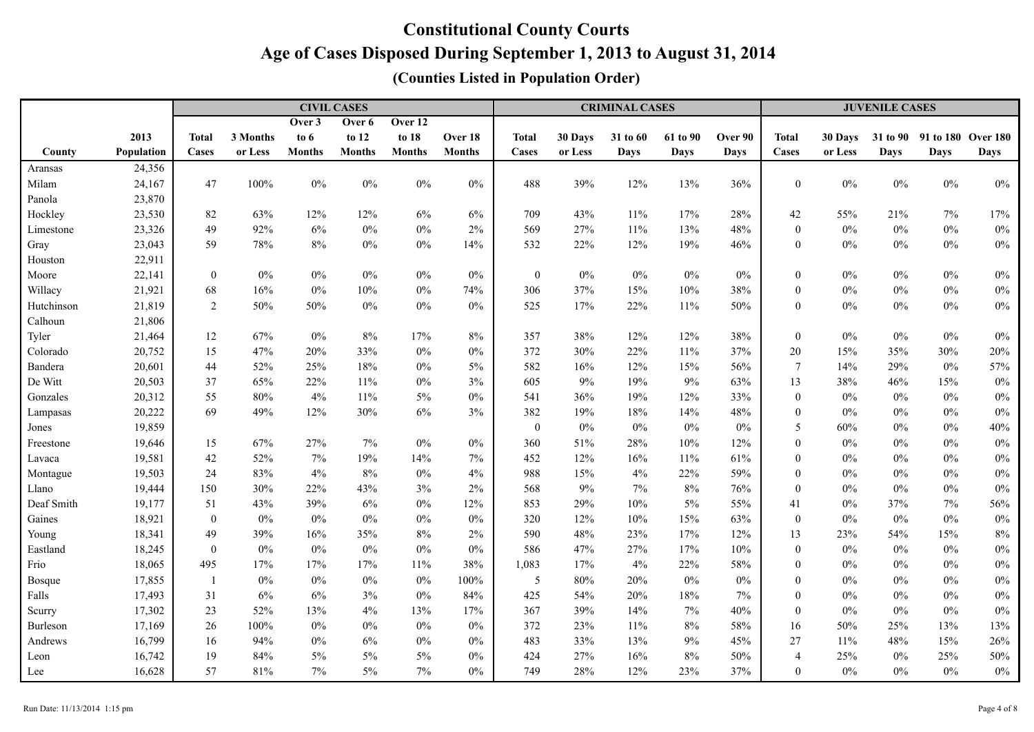# Constitutional County Courts

## Age of Cases Disposed During September 1, 2013 to August 31, 2014

### (Counties Listed in Population Order)

| | | CIVIL CASES | | | | | | CRIMINAL CASES | | | | | JUVENILE CASES | | | | |
|---|---|---|---|---|---|---|---|---|---|---|---|---|---|---|---|---|---|
| County | 2013 Population | Total Cases | 3 Months or Less | Over 3 to 6 Months | Over 6 to 12 Months | Over 12 to 18 Months | Over 18 Months | Total Cases | 30 Days or Less | 31 to 60 Days | 61 to 90 Days | Over 90 Days | Total Cases | 30 Days or Less | 31 to 90 Days | 91 to 180 Days | Over 180 Days |
| Aransas | 24,356 | | | | | | | | | | | | | | | | |
| Milam | 24,167 | 47 | 100% | 0% | 0% | 0% | 0% | 488 | 39% | 12% | 13% | 36% | 0 | 0% | 0% | 0% | 0% |
| Panola | 23,870 | | | | | | | | | | | | | | | | |
| Hockley | 23,530 | 82 | 63% | 12% | 12% | 6% | 6% | 709 | 43% | 11% | 17% | 28% | 42 | 55% | 21% | 7% | 17% |
| Limestone | 23,326 | 49 | 92% | 6% | 0% | 0% | 2% | 569 | 27% | 11% | 13% | 48% | 0 | 0% | 0% | 0% | 0% |
| Gray | 23,043 | 59 | 78% | 8% | 0% | 0% | 14% | 532 | 22% | 12% | 19% | 46% | 0 | 0% | 0% | 0% | 0% |
| Houston | 22,911 | | | | | | | | | | | | | | | | |
| Moore | 22,141 | 0 | 0% | 0% | 0% | 0% | 0% | 0 | 0% | 0% | 0% | 0% | 0 | 0% | 0% | 0% | 0% |
| Willacy | 21,921 | 68 | 16% | 0% | 10% | 0% | 74% | 306 | 37% | 15% | 10% | 38% | 0 | 0% | 0% | 0% | 0% |
| Hutchinson | 21,819 | 2 | 50% | 50% | 0% | 0% | 0% | 525 | 17% | 22% | 11% | 50% | 0 | 0% | 0% | 0% | 0% |
| Calhoun | 21,806 | | | | | | | | | | | | | | | | |
| Tyler | 21,464 | 12 | 67% | 0% | 8% | 17% | 8% | 357 | 38% | 12% | 12% | 38% | 0 | 0% | 0% | 0% | 0% |
| Colorado | 20,752 | 15 | 47% | 20% | 33% | 0% | 0% | 372 | 30% | 22% | 11% | 37% | 20 | 15% | 35% | 30% | 20% |
| Bandera | 20,601 | 44 | 52% | 25% | 18% | 0% | 5% | 582 | 16% | 12% | 15% | 56% | 7 | 14% | 29% | 0% | 57% |
| De Witt | 20,503 | 37 | 65% | 22% | 11% | 0% | 3% | 605 | 9% | 19% | 9% | 63% | 13 | 38% | 46% | 15% | 0% |
| Gonzales | 20,312 | 55 | 80% | 4% | 11% | 5% | 0% | 541 | 36% | 19% | 12% | 33% | 0 | 0% | 0% | 0% | 0% |
| Lampasas | 20,222 | 69 | 49% | 12% | 30% | 6% | 3% | 382 | 19% | 18% | 14% | 48% | 0 | 0% | 0% | 0% | 0% |
| Jones | 19,859 | | | | | | | 0 | 0% | 0% | 0% | 0% | 5 | 60% | 0% | 0% | 40% |
| Freestone | 19,646 | 15 | 67% | 27% | 7% | 0% | 0% | 360 | 51% | 28% | 10% | 12% | 0 | 0% | 0% | 0% | 0% |
| Lavaca | 19,581 | 42 | 52% | 7% | 19% | 14% | 7% | 452 | 12% | 16% | 11% | 61% | 0 | 0% | 0% | 0% | 0% |
| Montague | 19,503 | 24 | 83% | 4% | 8% | 0% | 4% | 988 | 15% | 4% | 22% | 59% | 0 | 0% | 0% | 0% | 0% |
| Llano | 19,444 | 150 | 30% | 22% | 43% | 3% | 2% | 568 | 9% | 7% | 8% | 76% | 0 | 0% | 0% | 0% | 0% |
| Deaf Smith | 19,177 | 51 | 43% | 39% | 6% | 0% | 12% | 853 | 29% | 10% | 5% | 55% | 41 | 0% | 37% | 7% | 56% |
| Gaines | 18,921 | 0 | 0% | 0% | 0% | 0% | 0% | 320 | 12% | 10% | 15% | 63% | 0 | 0% | 0% | 0% | 0% |
| Young | 18,341 | 49 | 39% | 16% | 35% | 8% | 2% | 590 | 48% | 23% | 17% | 12% | 13 | 23% | 54% | 15% | 8% |
| Eastland | 18,245 | 0 | 0% | 0% | 0% | 0% | 0% | 586 | 47% | 27% | 17% | 10% | 0 | 0% | 0% | 0% | 0% |
| Frio | 18,065 | 495 | 17% | 17% | 17% | 11% | 38% | 1,083 | 17% | 4% | 22% | 58% | 0 | 0% | 0% | 0% | 0% |
| Bosque | 17,855 | 1 | 0% | 0% | 0% | 0% | 100% | 5 | 80% | 20% | 0% | 0% | 0 | 0% | 0% | 0% | 0% |
| Falls | 17,493 | 31 | 6% | 6% | 3% | 0% | 84% | 425 | 54% | 20% | 18% | 7% | 0 | 0% | 0% | 0% | 0% |
| Scurry | 17,302 | 23 | 52% | 13% | 4% | 13% | 17% | 367 | 39% | 14% | 7% | 40% | 0 | 0% | 0% | 0% | 0% |
| Burleson | 17,169 | 26 | 100% | 0% | 0% | 0% | 0% | 372 | 23% | 11% | 8% | 58% | 16 | 50% | 25% | 13% | 13% |
| Andrews | 16,799 | 16 | 94% | 0% | 6% | 0% | 0% | 483 | 33% | 13% | 9% | 45% | 27 | 11% | 48% | 15% | 26% |
| Leon | 16,742 | 19 | 84% | 5% | 5% | 5% | 0% | 424 | 27% | 16% | 8% | 50% | 4 | 25% | 0% | 25% | 50% |
| Lee | 16,628 | 57 | 81% | 7% | 5% | 7% | 0% | 749 | 28% | 12% | 23% | 37% | 0 | 0% | 0% | 0% | 0% |

Run Date: 11/13/2014 1:15 pm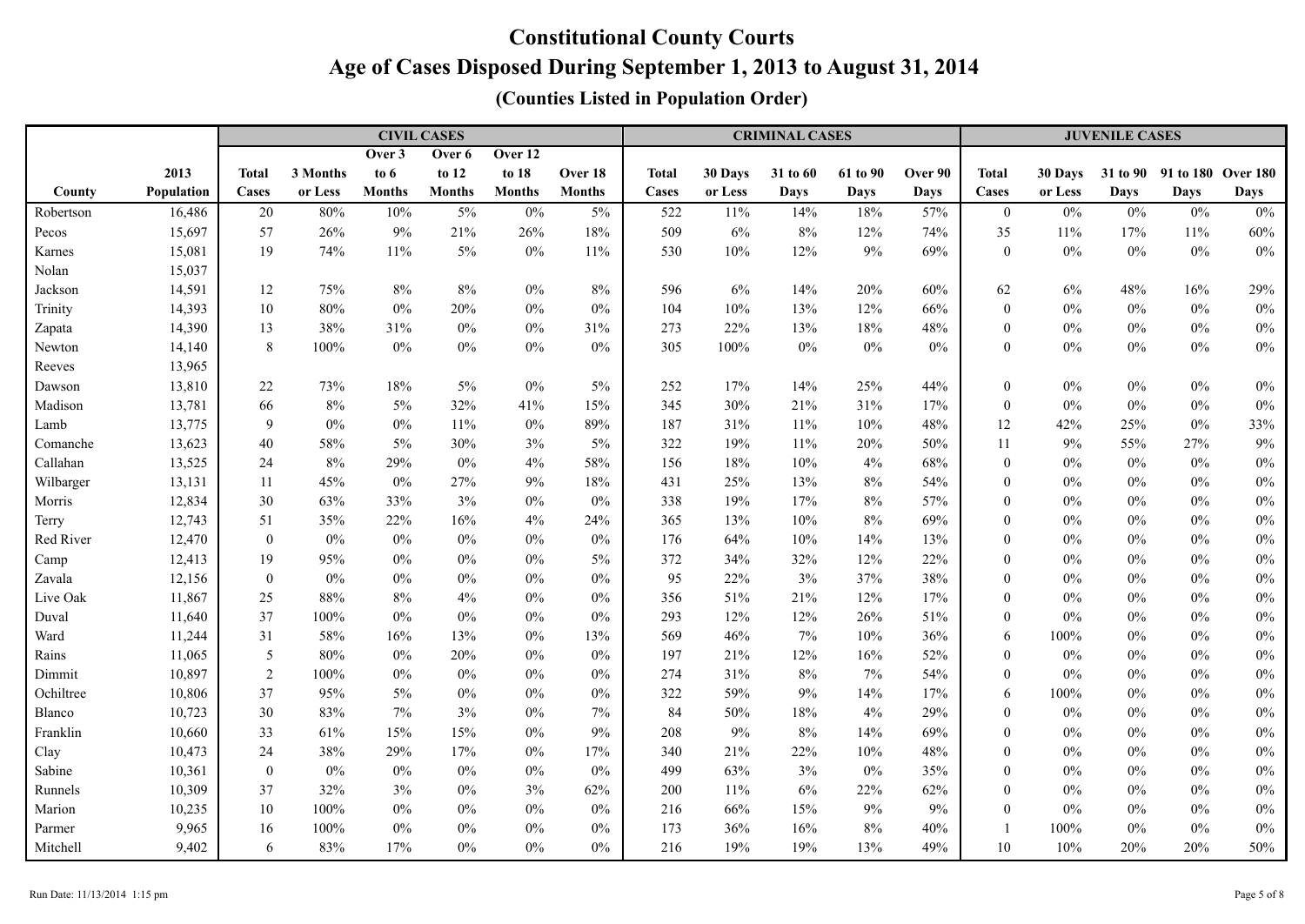# Constitutional County Courts

## Age of Cases Disposed During September 1, 2013 to August 31, 2014

### (Counties Listed in Population Order)

| | | CIVIL CASES | | | | | | CRIMINAL CASES | | | | | JUVENILE CASES | | | | |
|---|---|---|---|---|---|---|---|---|---|---|---|---|---|---|---|---|---|
| County | 2013 Population | Total Cases | 3 Months or Less | Over 3 to 6 Months | Over 6 to 12 Months | Over 12 to 18 Months | Over 18 Months | Total Cases | 30 Days or Less | 31 to 60 Days | 61 to 90 Days | Over 90 Days | Total Cases | 30 Days or Less | 31 to 90 Days | 91 to 180 Days | Over 180 Days |
| Robertson | 16,486 | 20 | 80% | 10% | 5% | 0% | 5% | 522 | 11% | 14% | 18% | 57% | 0 | 0% | 0% | 0% | 0% |
| Pecos | 15,697 | 57 | 26% | 9% | 21% | 26% | 18% | 509 | 6% | 8% | 12% | 74% | 35 | 11% | 17% | 11% | 60% |
| Karnes | 15,081 | 19 | 74% | 11% | 5% | 0% | 11% | 530 | 10% | 12% | 9% | 69% | 0 | 0% | 0% | 0% | 0% |
| Nolan | 15,037 | | | | | | | | | | | | | | | | |
| Jackson | 14,591 | 12 | 75% | 8% | 8% | 0% | 8% | 596 | 6% | 14% | 20% | 60% | 62 | 6% | 48% | 16% | 29% |
| Trinity | 14,393 | 10 | 80% | 0% | 20% | 0% | 0% | 104 | 10% | 13% | 12% | 66% | 0 | 0% | 0% | 0% | 0% |
| Zapata | 14,390 | 13 | 38% | 31% | 0% | 0% | 31% | 273 | 22% | 13% | 18% | 48% | 0 | 0% | 0% | 0% | 0% |
| Newton | 14,140 | 8 | 100% | 0% | 0% | 0% | 0% | 305 | 100% | 0% | 0% | 0% | 0 | 0% | 0% | 0% | 0% |
| Reeves | 13,965 | | | | | | | | | | | | | | | | |
| Dawson | 13,810 | 22 | 73% | 18% | 5% | 0% | 5% | 252 | 17% | 14% | 25% | 44% | 0 | 0% | 0% | 0% | 0% |
| Madison | 13,781 | 66 | 8% | 5% | 32% | 41% | 15% | 345 | 30% | 21% | 31% | 17% | 0 | 0% | 0% | 0% | 0% |
| Lamb | 13,775 | 9 | 0% | 0% | 11% | 0% | 89% | 187 | 31% | 11% | 10% | 48% | 12 | 42% | 25% | 0% | 33% |
| Comanche | 13,623 | 40 | 58% | 5% | 30% | 3% | 5% | 322 | 19% | 11% | 20% | 50% | 11 | 9% | 55% | 27% | 9% |
| Callahan | 13,525 | 24 | 8% | 29% | 0% | 4% | 58% | 156 | 18% | 10% | 4% | 68% | 0 | 0% | 0% | 0% | 0% |
| Wilbarger | 13,131 | 11 | 45% | 0% | 27% | 9% | 18% | 431 | 25% | 13% | 8% | 54% | 0 | 0% | 0% | 0% | 0% |
| Morris | 12,834 | 30 | 63% | 33% | 3% | 0% | 0% | 338 | 19% | 17% | 8% | 57% | 0 | 0% | 0% | 0% | 0% |
| Terry | 12,743 | 51 | 35% | 22% | 16% | 4% | 24% | 365 | 13% | 10% | 8% | 69% | 0 | 0% | 0% | 0% | 0% |
| Red River | 12,470 | 0 | 0% | 0% | 0% | 0% | 0% | 176 | 64% | 10% | 14% | 13% | 0 | 0% | 0% | 0% | 0% |
| Camp | 12,413 | 19 | 95% | 0% | 0% | 0% | 5% | 372 | 34% | 32% | 12% | 22% | 0 | 0% | 0% | 0% | 0% |
| Zavala | 12,156 | 0 | 0% | 0% | 0% | 0% | 0% | 95 | 22% | 3% | 37% | 38% | 0 | 0% | 0% | 0% | 0% |
| Live Oak | 11,867 | 25 | 88% | 8% | 4% | 0% | 0% | 356 | 51% | 21% | 12% | 17% | 0 | 0% | 0% | 0% | 0% |
| Duval | 11,640 | 37 | 100% | 0% | 0% | 0% | 0% | 293 | 12% | 12% | 26% | 51% | 0 | 0% | 0% | 0% | 0% |
| Ward | 11,244 | 31 | 58% | 16% | 13% | 0% | 13% | 569 | 46% | 7% | 10% | 36% | 6 | 100% | 0% | 0% | 0% |
| Rains | 11,065 | 5 | 80% | 0% | 20% | 0% | 0% | 197 | 21% | 12% | 16% | 52% | 0 | 0% | 0% | 0% | 0% |
| Dimmit | 10,897 | 2 | 100% | 0% | 0% | 0% | 0% | 274 | 31% | 8% | 7% | 54% | 0 | 0% | 0% | 0% | 0% |
| Ochiltree | 10,806 | 37 | 95% | 5% | 0% | 0% | 0% | 322 | 59% | 9% | 14% | 17% | 6 | 100% | 0% | 0% | 0% |
| Blanco | 10,723 | 30 | 83% | 7% | 3% | 0% | 7% | 84 | 50% | 18% | 4% | 29% | 0 | 0% | 0% | 0% | 0% |
| Franklin | 10,660 | 33 | 61% | 15% | 15% | 0% | 9% | 208 | 9% | 8% | 14% | 69% | 0 | 0% | 0% | 0% | 0% |
| Clay | 10,473 | 24 | 38% | 29% | 17% | 0% | 17% | 340 | 21% | 22% | 10% | 48% | 0 | 0% | 0% | 0% | 0% |
| Sabine | 10,361 | 0 | 0% | 0% | 0% | 0% | 0% | 499 | 63% | 3% | 0% | 35% | 0 | 0% | 0% | 0% | 0% |
| Runnels | 10,309 | 37 | 32% | 3% | 0% | 3% | 62% | 200 | 11% | 6% | 22% | 62% | 0 | 0% | 0% | 0% | 0% |
| Marion | 10,235 | 10 | 100% | 0% | 0% | 0% | 0% | 216 | 66% | 15% | 9% | 9% | 0 | 0% | 0% | 0% | 0% |
| Parmer | 9,965 | 16 | 100% | 0% | 0% | 0% | 0% | 173 | 36% | 16% | 8% | 40% | 1 | 100% | 0% | 0% | 0% |
| Mitchell | 9,402 | 6 | 83% | 17% | 0% | 0% | 0% | 216 | 19% | 19% | 13% | 49% | 10 | 10% | 20% | 20% | 50% |

Run Date: 11/13/2014 1:15 pm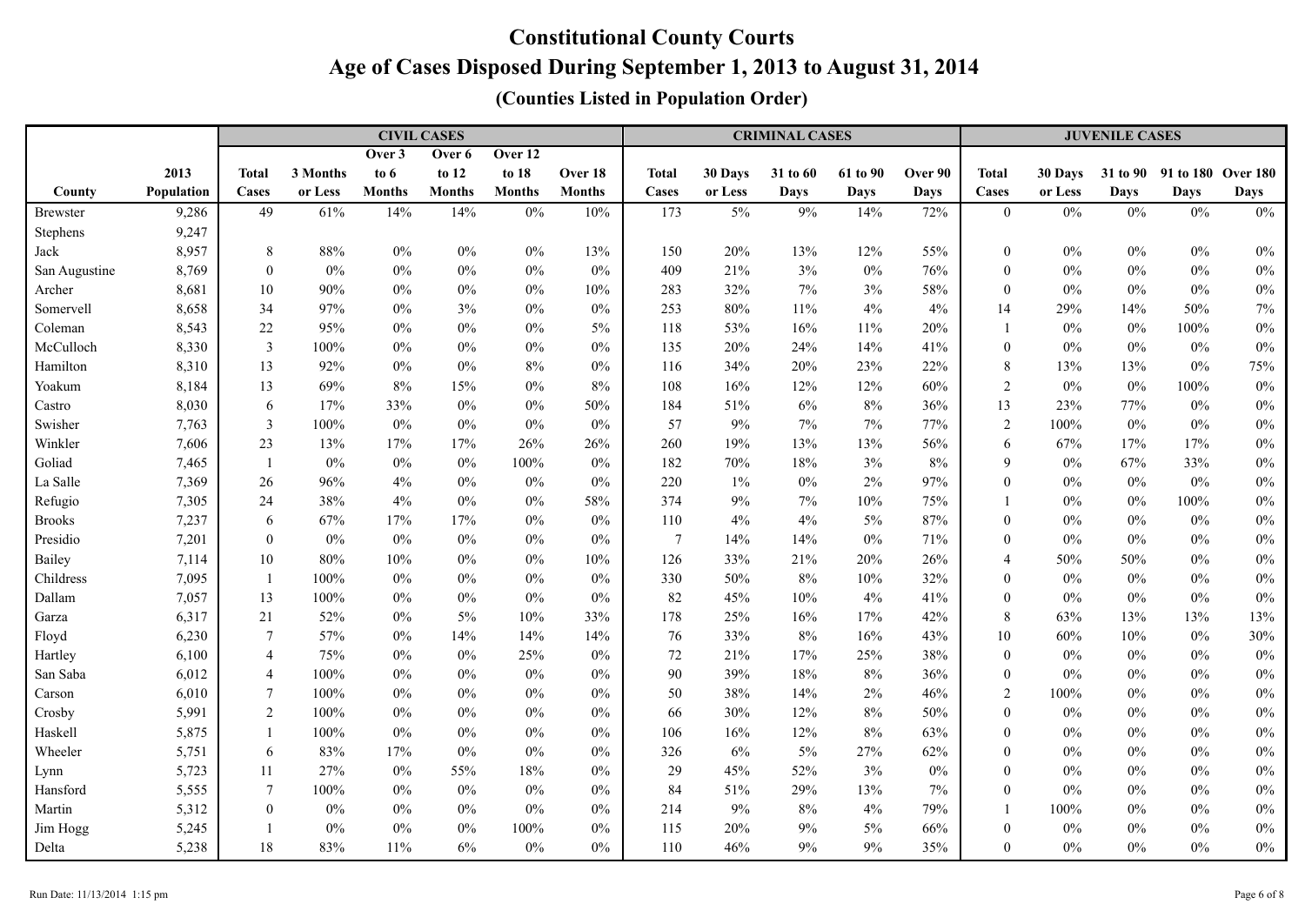# Constitutional County Courts

## Age of Cases Disposed During September 1, 2013 to August 31, 2014

### (Counties Listed in Population Order)

| | | CIVIL CASES | | | | | | CRIMINAL CASES | | | | | JUVENILE CASES | | | | |
|---|---|---|---|---|---|---|---|---|---|---|---|---|---|---|---|---|---|
| County | 2013 Population | Total Cases | 3 Months or Less | Over 3 to 6 Months | Over 6 to 12 Months | Over 12 to 18 Months | Over 18 Months | Total Cases | 30 Days or Less | 31 to 60 Days | 61 to 90 Days | Over 90 Days | Total Cases | 30 Days or Less | 31 to 90 Days | 91 to 180 Days | Over 180 Days |
| Brewster | 9,286 | 49 | 61% | 14% | 14% | 0% | 10% | 173 | 5% | 9% | 14% | 72% | 0 | 0% | 0% | 0% | 0% |
| Stephens | 9,247 | | | | | | | | | | | | | | | | |
| Jack | 8,957 | 8 | 88% | 0% | 0% | 0% | 13% | 150 | 20% | 13% | 12% | 55% | 0 | 0% | 0% | 0% | 0% |
| San Augustine | 8,769 | 0 | 0% | 0% | 0% | 0% | 0% | 409 | 21% | 3% | 0% | 76% | 0 | 0% | 0% | 0% | 0% |
| Archer | 8,681 | 10 | 90% | 0% | 0% | 0% | 10% | 283 | 32% | 7% | 3% | 58% | 0 | 0% | 0% | 0% | 0% |
| Somervell | 8,658 | 34 | 97% | 0% | 3% | 0% | 0% | 253 | 80% | 11% | 4% | 4% | 14 | 29% | 14% | 50% | 7% |
| Coleman | 8,543 | 22 | 95% | 0% | 0% | 0% | 5% | 118 | 53% | 16% | 11% | 20% | 1 | 0% | 0% | 100% | 0% |
| McCulloch | 8,330 | 3 | 100% | 0% | 0% | 0% | 0% | 135 | 20% | 24% | 14% | 41% | 0 | 0% | 0% | 0% | 0% |
| Hamilton | 8,310 | 13 | 92% | 0% | 0% | 8% | 0% | 116 | 34% | 20% | 23% | 22% | 8 | 13% | 13% | 0% | 75% |
| Yoakum | 8,184 | 13 | 69% | 8% | 15% | 0% | 8% | 108 | 16% | 12% | 12% | 60% | 2 | 0% | 0% | 100% | 0% |
| Castro | 8,030 | 6 | 17% | 33% | 0% | 0% | 50% | 184 | 51% | 6% | 8% | 36% | 13 | 23% | 77% | 0% | 0% |
| Swisher | 7,763 | 3 | 100% | 0% | 0% | 0% | 0% | 57 | 9% | 7% | 7% | 77% | 2 | 100% | 0% | 0% | 0% |
| Winkler | 7,606 | 23 | 13% | 17% | 17% | 26% | 26% | 260 | 19% | 13% | 13% | 56% | 6 | 67% | 17% | 17% | 0% |
| Goliad | 7,465 | 1 | 0% | 0% | 0% | 100% | 0% | 182 | 70% | 18% | 3% | 8% | 9 | 0% | 67% | 33% | 0% |
| La Salle | 7,369 | 26 | 96% | 4% | 0% | 0% | 0% | 220 | 1% | 0% | 2% | 97% | 0 | 0% | 0% | 0% | 0% |
| Refugio | 7,305 | 24 | 38% | 4% | 0% | 0% | 58% | 374 | 9% | 7% | 10% | 75% | 1 | 0% | 0% | 100% | 0% |
| Brooks | 7,237 | 6 | 67% | 17% | 17% | 0% | 0% | 110 | 4% | 4% | 5% | 87% | 0 | 0% | 0% | 0% | 0% |
| Presidio | 7,201 | 0 | 0% | 0% | 0% | 0% | 0% | 7 | 14% | 14% | 0% | 71% | 0 | 0% | 0% | 0% | 0% |
| Bailey | 7,114 | 10 | 80% | 10% | 0% | 0% | 10% | 126 | 33% | 21% | 20% | 26% | 4 | 50% | 50% | 0% | 0% |
| Childress | 7,095 | 1 | 100% | 0% | 0% | 0% | 0% | 330 | 50% | 8% | 10% | 32% | 0 | 0% | 0% | 0% | 0% |
| Dallam | 7,057 | 13 | 100% | 0% | 0% | 0% | 0% | 82 | 45% | 10% | 4% | 41% | 0 | 0% | 0% | 0% | 0% |
| Garza | 6,317 | 21 | 52% | 0% | 5% | 10% | 33% | 178 | 25% | 16% | 17% | 42% | 8 | 63% | 13% | 13% | 13% |
| Floyd | 6,230 | 7 | 57% | 0% | 14% | 14% | 14% | 76 | 33% | 8% | 16% | 43% | 10 | 60% | 10% | 0% | 30% |
| Hartley | 6,100 | 4 | 75% | 0% | 0% | 25% | 0% | 72 | 21% | 17% | 25% | 38% | 0 | 0% | 0% | 0% | 0% |
| San Saba | 6,012 | 4 | 100% | 0% | 0% | 0% | 0% | 90 | 39% | 18% | 8% | 36% | 0 | 0% | 0% | 0% | 0% |
| Carson | 6,010 | 7 | 100% | 0% | 0% | 0% | 0% | 50 | 38% | 14% | 2% | 46% | 2 | 100% | 0% | 0% | 0% |
| Crosby | 5,991 | 2 | 100% | 0% | 0% | 0% | 0% | 66 | 30% | 12% | 8% | 50% | 0 | 0% | 0% | 0% | 0% |
| Haskell | 5,875 | 1 | 100% | 0% | 0% | 0% | 0% | 106 | 16% | 12% | 8% | 63% | 0 | 0% | 0% | 0% | 0% |
| Wheeler | 5,751 | 6 | 83% | 17% | 0% | 0% | 0% | 326 | 6% | 5% | 27% | 62% | 0 | 0% | 0% | 0% | 0% |
| Lynn | 5,723 | 11 | 27% | 0% | 55% | 18% | 0% | 29 | 45% | 52% | 3% | 0% | 0 | 0% | 0% | 0% | 0% |
| Hansford | 5,555 | 7 | 100% | 0% | 0% | 0% | 0% | 84 | 51% | 29% | 13% | 7% | 0 | 0% | 0% | 0% | 0% |
| Martin | 5,312 | 0 | 0% | 0% | 0% | 0% | 0% | 214 | 9% | 8% | 4% | 79% | 1 | 100% | 0% | 0% | 0% |
| Jim Hogg | 5,245 | 1 | 0% | 0% | 0% | 100% | 0% | 115 | 20% | 9% | 5% | 66% | 0 | 0% | 0% | 0% | 0% |
| Delta | 5,238 | 18 | 83% | 11% | 6% | 0% | 0% | 110 | 46% | 9% | 9% | 35% | 0 | 0% | 0% | 0% | 0% |

Run Date: 11/13/2014 1:15 pm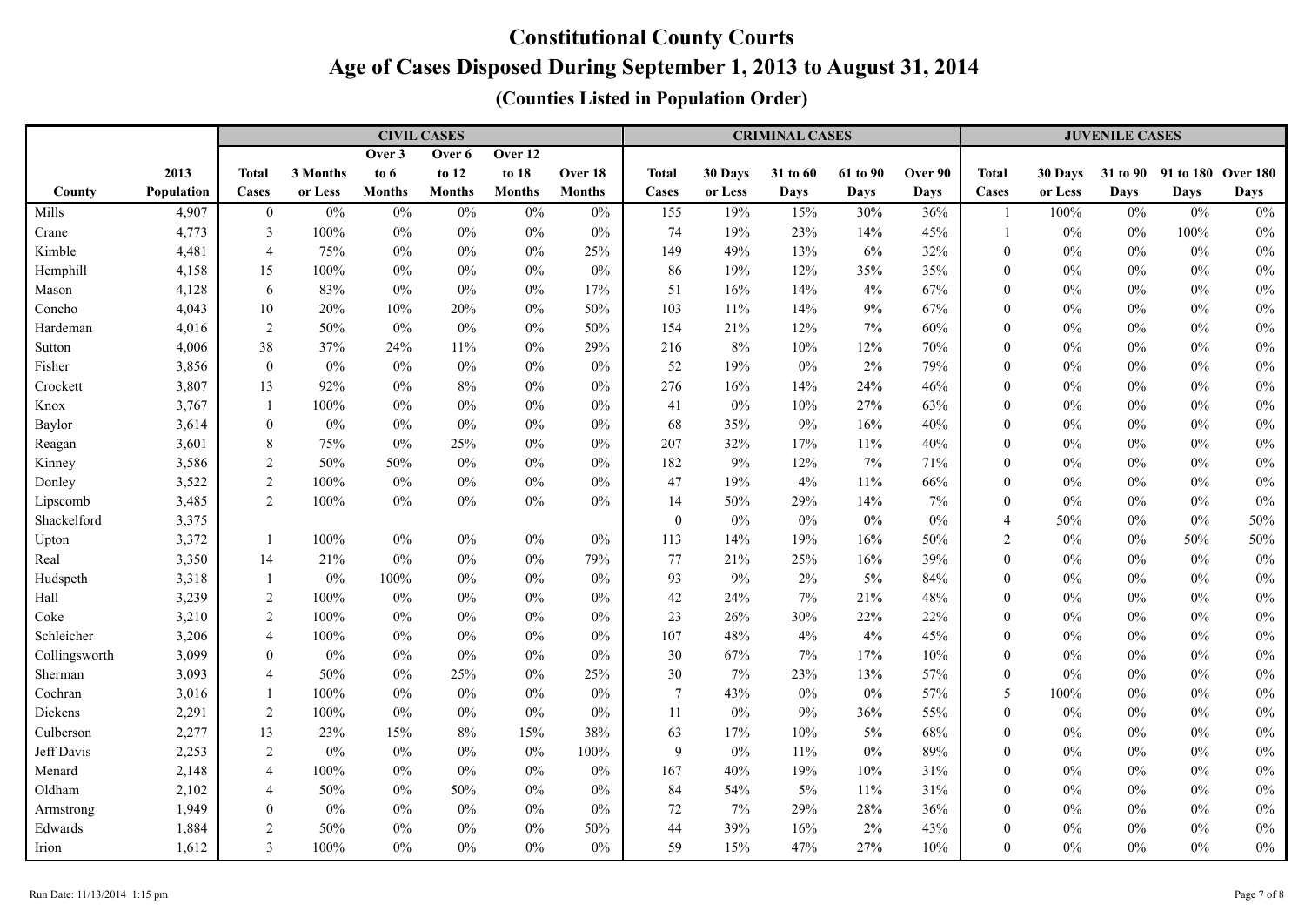# Constitutional County Courts

## Age of Cases Disposed During September 1, 2013 to August 31, 2014

### (Counties Listed in Population Order)

| | | CIVIL CASES | | | | | | CRIMINAL CASES | | | | | JUVENILE CASES | | | | |
|---|---|---|---|---|---|---|---|---|---|---|---|---|---|---|---|---|---|
| County | 2013 Population | Total Cases | 3 Months or Less | Over 3 to 6 Months | Over 6 to 12 Months | Over 12 to 18 Months | Over 18 Months | Total Cases | 30 Days or Less | 31 to 60 Days | 61 to 90 Days | Over 90 Days | Total Cases | 30 Days or Less | 31 to 90 Days | 91 to 180 Days | Over 180 Days |
| Mills | 4,907 | 0 | 0% | 0% | 0% | 0% | 0% | 155 | 19% | 15% | 30% | 36% | 1 | 100% | 0% | 0% | 0% |
| Crane | 4,773 | 3 | 100% | 0% | 0% | 0% | 0% | 74 | 19% | 23% | 14% | 45% | 1 | 0% | 0% | 100% | 0% |
| Kimble | 4,481 | 4 | 75% | 0% | 0% | 0% | 25% | 149 | 49% | 13% | 6% | 32% | 0 | 0% | 0% | 0% | 0% |
| Hemphill | 4,158 | 15 | 100% | 0% | 0% | 0% | 0% | 86 | 19% | 12% | 35% | 35% | 0 | 0% | 0% | 0% | 0% |
| Mason | 4,128 | 6 | 83% | 0% | 0% | 0% | 17% | 51 | 16% | 14% | 4% | 67% | 0 | 0% | 0% | 0% | 0% |
| Concho | 4,043 | 10 | 20% | 10% | 20% | 0% | 50% | 103 | 11% | 14% | 9% | 67% | 0 | 0% | 0% | 0% | 0% |
| Hardeman | 4,016 | 2 | 50% | 0% | 0% | 0% | 50% | 154 | 21% | 12% | 7% | 60% | 0 | 0% | 0% | 0% | 0% |
| Sutton | 4,006 | 38 | 37% | 24% | 11% | 0% | 29% | 216 | 8% | 10% | 12% | 70% | 0 | 0% | 0% | 0% | 0% |
| Fisher | 3,856 | 0 | 0% | 0% | 0% | 0% | 0% | 52 | 19% | 0% | 2% | 79% | 0 | 0% | 0% | 0% | 0% |
| Crockett | 3,807 | 13 | 92% | 0% | 8% | 0% | 0% | 276 | 16% | 14% | 24% | 46% | 0 | 0% | 0% | 0% | 0% |
| Knox | 3,767 | 1 | 100% | 0% | 0% | 0% | 0% | 41 | 0% | 10% | 27% | 63% | 0 | 0% | 0% | 0% | 0% |
| Baylor | 3,614 | 0 | 0% | 0% | 0% | 0% | 0% | 68 | 35% | 9% | 16% | 40% | 0 | 0% | 0% | 0% | 0% |
| Reagan | 3,601 | 8 | 75% | 0% | 25% | 0% | 0% | 207 | 32% | 17% | 11% | 40% | 0 | 0% | 0% | 0% | 0% |
| Kinney | 3,586 | 2 | 50% | 50% | 0% | 0% | 0% | 182 | 9% | 12% | 7% | 71% | 0 | 0% | 0% | 0% | 0% |
| Donley | 3,522 | 2 | 100% | 0% | 0% | 0% | 0% | 47 | 19% | 4% | 11% | 66% | 0 | 0% | 0% | 0% | 0% |
| Lipscomb | 3,485 | 2 | 100% | 0% | 0% | 0% | 0% | 14 | 50% | 29% | 14% | 7% | 0 | 0% | 0% | 0% | 0% |
| Shackelford | 3,375 | | | | | | | 0 | 0% | 0% | 0% | 0% | 4 | 50% | 0% | 0% | 50% |
| Upton | 3,372 | 1 | 100% | 0% | 0% | 0% | 0% | 113 | 14% | 19% | 16% | 50% | 2 | 0% | 0% | 50% | 50% |
| Real | 3,350 | 14 | 21% | 0% | 0% | 0% | 79% | 77 | 21% | 25% | 16% | 39% | 0 | 0% | 0% | 0% | 0% |
| Hudspeth | 3,318 | 1 | 0% | 100% | 0% | 0% | 0% | 93 | 9% | 2% | 5% | 84% | 0 | 0% | 0% | 0% | 0% |
| Hall | 3,239 | 2 | 100% | 0% | 0% | 0% | 0% | 42 | 24% | 7% | 21% | 48% | 0 | 0% | 0% | 0% | 0% |
| Coke | 3,210 | 2 | 100% | 0% | 0% | 0% | 0% | 23 | 26% | 30% | 22% | 22% | 0 | 0% | 0% | 0% | 0% |
| Schleicher | 3,206 | 4 | 100% | 0% | 0% | 0% | 0% | 107 | 48% | 4% | 4% | 45% | 0 | 0% | 0% | 0% | 0% |
| Collingsworth | 3,099 | 0 | 0% | 0% | 0% | 0% | 0% | 30 | 67% | 7% | 17% | 10% | 0 | 0% | 0% | 0% | 0% |
| Sherman | 3,093 | 4 | 50% | 0% | 25% | 0% | 25% | 30 | 7% | 23% | 13% | 57% | 0 | 0% | 0% | 0% | 0% |
| Cochran | 3,016 | 1 | 100% | 0% | 0% | 0% | 0% | 7 | 43% | 0% | 0% | 57% | 5 | 100% | 0% | 0% | 0% |
| Dickens | 2,291 | 2 | 100% | 0% | 0% | 0% | 0% | 11 | 0% | 9% | 36% | 55% | 0 | 0% | 0% | 0% | 0% |
| Culberson | 2,277 | 13 | 23% | 15% | 8% | 15% | 38% | 63 | 17% | 10% | 5% | 68% | 0 | 0% | 0% | 0% | 0% |
| Jeff Davis | 2,253 | 2 | 0% | 0% | 0% | 0% | 100% | 9 | 0% | 11% | 0% | 89% | 0 | 0% | 0% | 0% | 0% |
| Menard | 2,148 | 4 | 100% | 0% | 0% | 0% | 0% | 167 | 40% | 19% | 10% | 31% | 0 | 0% | 0% | 0% | 0% |
| Oldham | 2,102 | 4 | 50% | 0% | 50% | 0% | 0% | 84 | 54% | 5% | 11% | 31% | 0 | 0% | 0% | 0% | 0% |
| Armstrong | 1,949 | 0 | 0% | 0% | 0% | 0% | 0% | 72 | 7% | 29% | 28% | 36% | 0 | 0% | 0% | 0% | 0% |
| Edwards | 1,884 | 2 | 50% | 0% | 0% | 0% | 50% | 44 | 39% | 16% | 2% | 43% | 0 | 0% | 0% | 0% | 0% |
| Irion | 1,612 | 3 | 100% | 0% | 0% | 0% | 0% | 59 | 15% | 47% | 27% | 10% | 0 | 0% | 0% | 0% | 0% |

Run Date: 11/13/2014 1:15 pm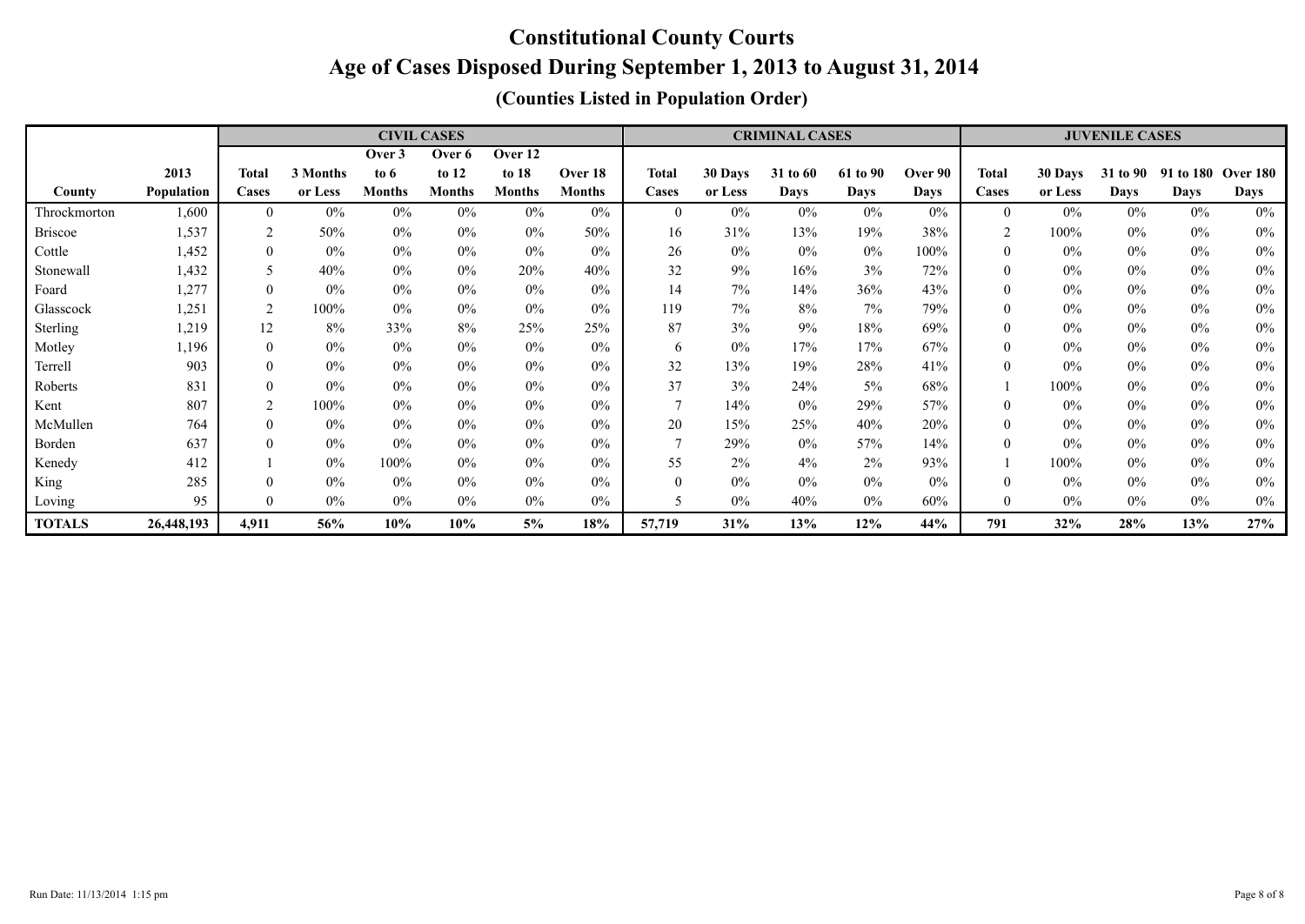# Constitutional County Courts

## Age of Cases Disposed During September 1, 2013 to August 31, 2014

### (Counties Listed in Population Order)

| | | CIVIL CASES | | | | | | CRIMINAL CASES | | | | | JUVENILE CASES | | | | |
|---|---|---|---|---|---|---|---|---|---|---|---|---|---|---|---|---|---|
| County | 2013 Population | Total Cases | 3 Months or Less | Over 3 to 6 Months | Over 6 to 12 Months | Over 12 to 18 Months | Over 18 Months | Total Cases | 30 Days or Less | 31 to 60 Days | 61 to 90 Days | Over 90 Days | Total Cases | 30 Days or Less | 31 to 90 Days | 91 to 180 Days | Over 180 Days |
| Throckmorton | 1,600 | 0 | 0% | 0% | 0% | 0% | 0% | 0 | 0% | 0% | 0% | 0% | 0 | 0% | 0% | 0% | 0% |
| Briscoe | 1,537 | 2 | 50% | 0% | 0% | 0% | 50% | 16 | 31% | 13% | 19% | 38% | 2 | 100% | 0% | 0% | 0% |
| Cottle | 1,452 | 0 | 0% | 0% | 0% | 0% | 0% | 26 | 0% | 0% | 0% | 100% | 0 | 0% | 0% | 0% | 0% |
| Stonewall | 1,432 | 5 | 40% | 0% | 0% | 20% | 40% | 32 | 9% | 16% | 3% | 72% | 0 | 0% | 0% | 0% | 0% |
| Foard | 1,277 | 0 | 0% | 0% | 0% | 0% | 0% | 14 | 7% | 14% | 36% | 43% | 0 | 0% | 0% | 0% | 0% |
| Glasscock | 1,251 | 2 | 100% | 0% | 0% | 0% | 0% | 119 | 7% | 8% | 7% | 79% | 0 | 0% | 0% | 0% | 0% |
| Sterling | 1,219 | 12 | 8% | 33% | 8% | 25% | 25% | 87 | 3% | 9% | 18% | 69% | 0 | 0% | 0% | 0% | 0% |
| Motley | 1,196 | 0 | 0% | 0% | 0% | 0% | 0% | 6 | 0% | 17% | 17% | 67% | 0 | 0% | 0% | 0% | 0% |
| Terrell | 903 | 0 | 0% | 0% | 0% | 0% | 0% | 32 | 13% | 19% | 28% | 41% | 0 | 0% | 0% | 0% | 0% |
| Roberts | 831 | 0 | 0% | 0% | 0% | 0% | 0% | 37 | 3% | 24% | 5% | 68% | 1 | 100% | 0% | 0% | 0% |
| Kent | 807 | 2 | 100% | 0% | 0% | 0% | 0% | 7 | 14% | 0% | 29% | 57% | 0 | 0% | 0% | 0% | 0% |
| McMullen | 764 | 0 | 0% | 0% | 0% | 0% | 0% | 20 | 15% | 25% | 40% | 20% | 0 | 0% | 0% | 0% | 0% |
| Borden | 637 | 0 | 0% | 0% | 0% | 0% | 0% | 7 | 29% | 0% | 57% | 14% | 0 | 0% | 0% | 0% | 0% |
| Kenedy | 412 | 1 | 0% | 100% | 0% | 0% | 0% | 55 | 2% | 4% | 2% | 93% | 1 | 100% | 0% | 0% | 0% |
| King | 285 | 0 | 0% | 0% | 0% | 0% | 0% | 0 | 0% | 0% | 0% | 0% | 0 | 0% | 0% | 0% | 0% |
| Loving | 95 | 0 | 0% | 0% | 0% | 0% | 0% | 5 | 0% | 40% | 0% | 60% | 0 | 0% | 0% | 0% | 0% |
| **TOTALS** | **26,448,193** | **4,911** | **56%** | **10%** | **10%** | **5%** | **18%** | **57,719** | **31%** | **13%** | **12%** | **44%** | **791** | **32%** | **28%** | **13%** | **27%** |

Run Date: 11/13/2014 1:15 pm